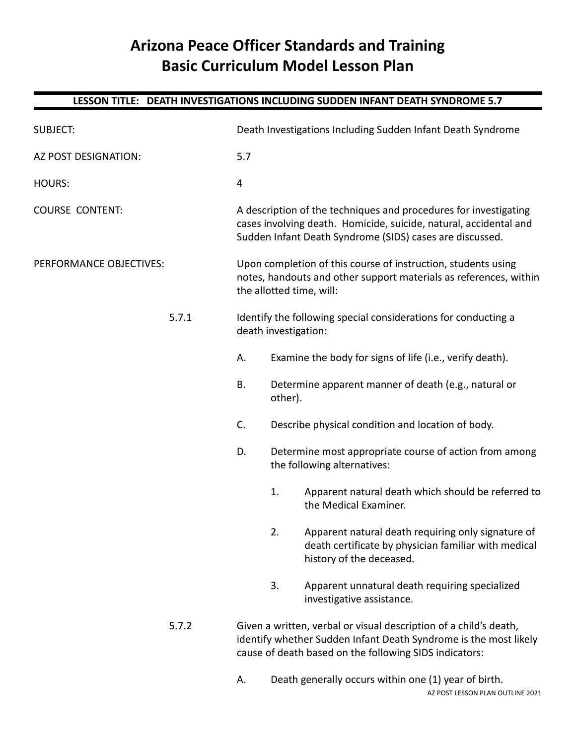# Arizona Peace Officer Standards and Training
# Basic Curriculum Model Lesson Plan

## LESSON TITLE: DEATH INVESTIGATIONS INCLUDING SUDDEN INFANT DEATH SYNDROME 5.7

SUBJECT: Death Investigations Including Sudden Infant Death Syndrome

AZ POST DESIGNATION: 5.7

HOURS: 4

COURSE CONTENT: A description of the techniques and procedures for investigating cases involving death. Homicide, suicide, natural, accidental and Sudden Infant Death Syndrome (SIDS) cases are discussed.

PERFORMANCE OBJECTIVES: Upon completion of this course of instruction, students using notes, handouts and other support materials as references, within the allotted time, will:

5.7.1 Identify the following special considerations for conducting a death investigation:

- A. Examine the body for signs of life (i.e., verify death).
- B. Determine apparent manner of death (e.g., natural or other).
- C. Describe physical condition and location of body.
- D. Determine most appropriate course of action from among the following alternatives:
  1. Apparent natural death which should be referred to the Medical Examiner.
  2. Apparent natural death requiring only signature of death certificate by physician familiar with medical history of the deceased.
  3. Apparent unnatural death requiring specialized investigative assistance.

5.7.2 Given a written, verbal or visual description of a child's death, identify whether Sudden Infant Death Syndrome is the most likely cause of death based on the following SIDS indicators:

- A. Death generally occurs within one (1) year of birth.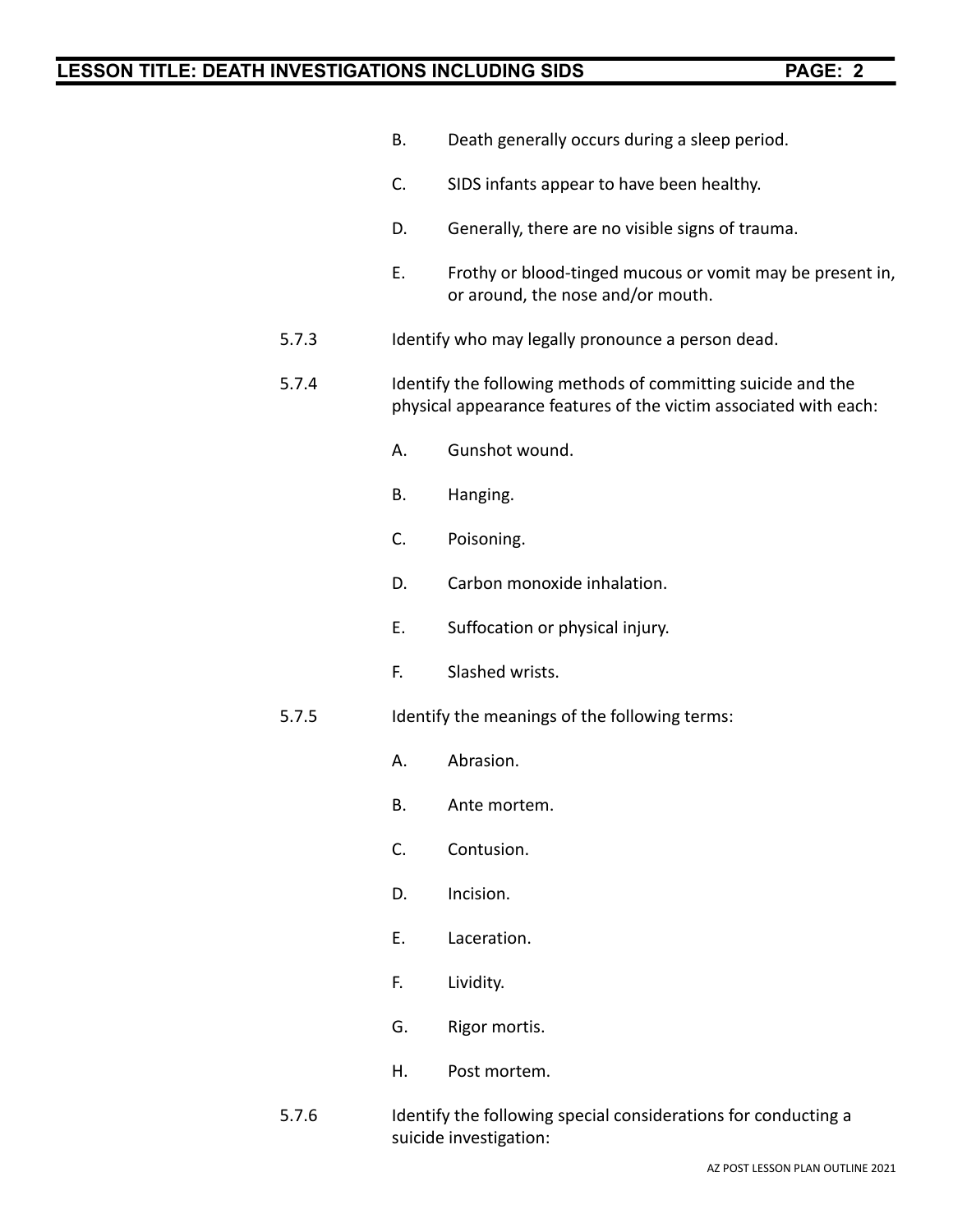B. Death generally occurs during a sleep period.

C. SIDS infants appear to have been healthy.

D. Generally, there are no visible signs of trauma.

E. Frothy or blood-tinged mucous or vomit may be present in, or around, the nose and/or mouth.

5.7.3 Identify who may legally pronounce a person dead.

5.7.4 Identify the following methods of committing suicide and the physical appearance features of the victim associated with each:

A. Gunshot wound.

B. Hanging.

C. Poisoning.

D. Carbon monoxide inhalation.

E. Suffocation or physical injury.

F. Slashed wrists.

5.7.5 Identify the meanings of the following terms:

A. Abrasion.

B. Ante mortem.

C. Contusion.

D. Incision.

E. Laceration.

F. Lividity.

G. Rigor mortis.

H. Post mortem.

5.7.6 Identify the following special considerations for conducting a suicide investigation: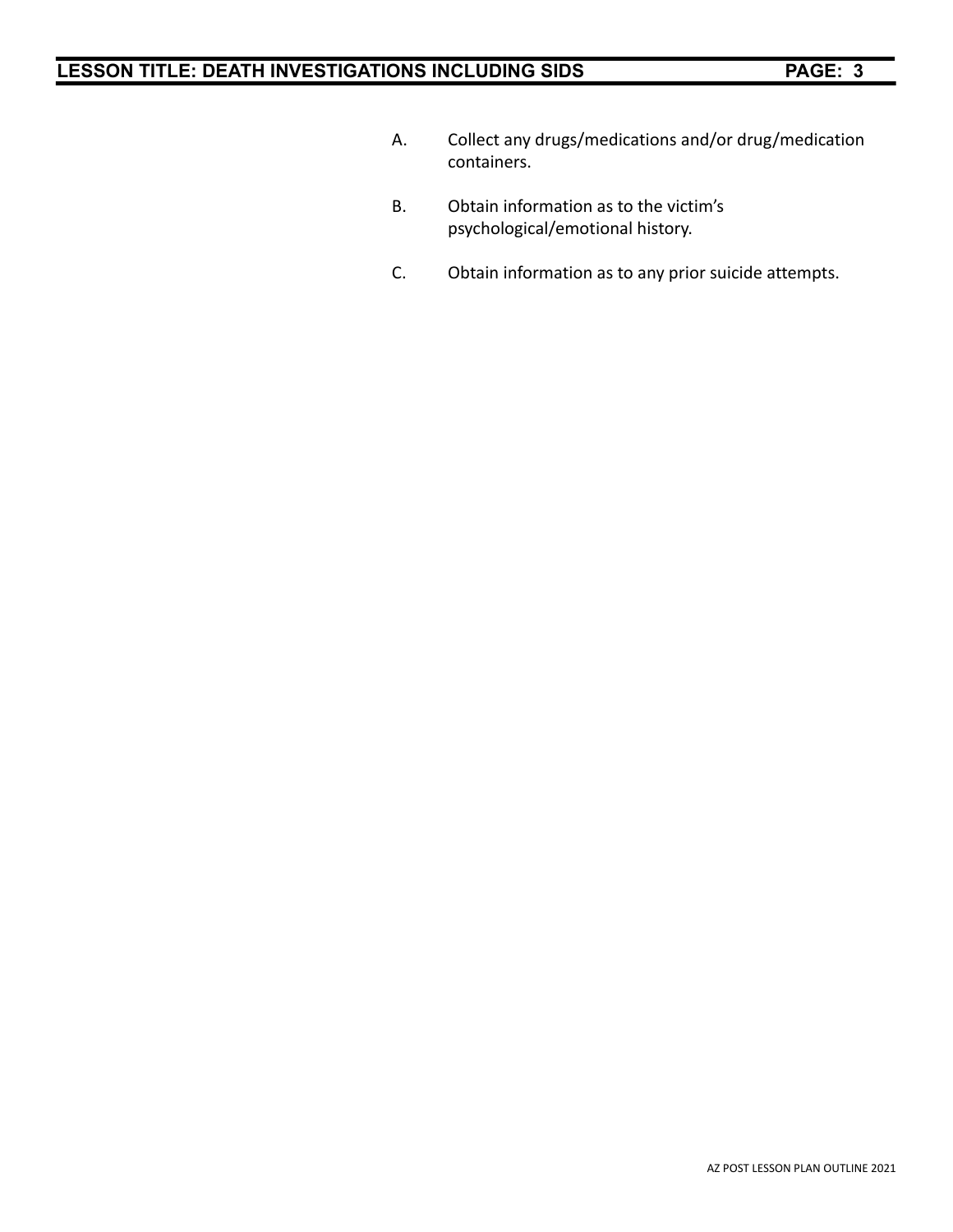A. Collect any drugs/medications and/or drug/medication containers.

B. Obtain information as to the victim's psychological/emotional history.

C. Obtain information as to any prior suicide attempts.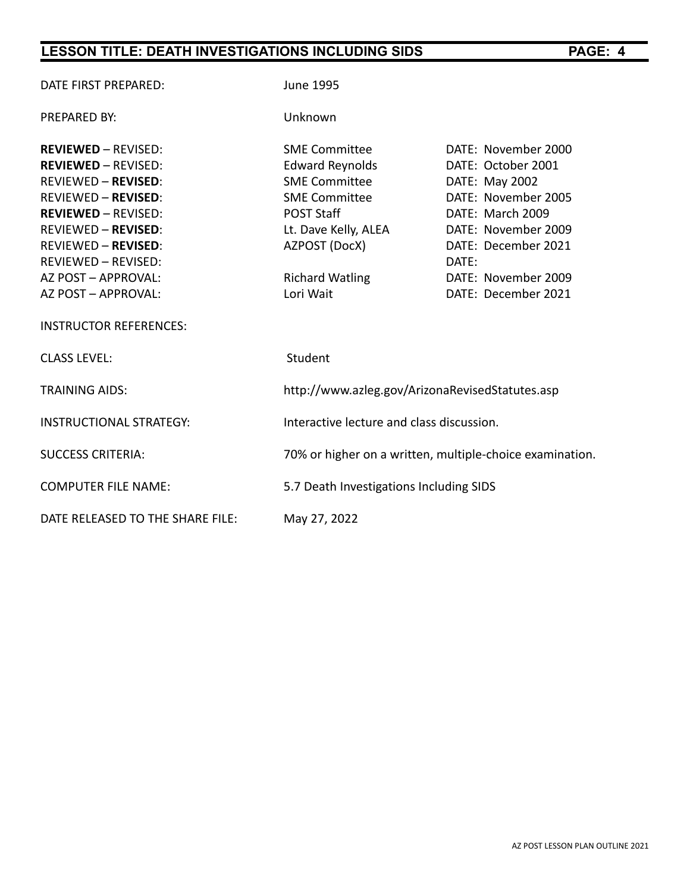| | | |
|---|---|---|
| DATE FIRST PREPARED: | June 1995 | |
| PREPARED BY: | Unknown | |
| **REVIEWED** – REVISED: | SME Committee | DATE: November 2000 |
| **REVIEWED** – REVISED: | Edward Reynolds | DATE: October 2001 |
| REVIEWED – **REVISED**: | SME Committee | DATE: May 2002 |
| REVIEWED – **REVISED**: | SME Committee | DATE: November 2005 |
| **REVIEWED** – REVISED: | POST Staff | DATE: March 2009 |
| REVIEWED – **REVISED**: | Lt. Dave Kelly, ALEA | DATE: November 2009 |
| REVIEWED – **REVISED**: | AZPOST (DocX) | DATE: December 2021 |
| REVIEWED – REVISED: | | DATE: |
| AZ POST – APPROVAL: | Richard Watling | DATE: November 2009 |
| AZ POST – APPROVAL: | Lori Wait | DATE: December 2021 |
| INSTRUCTOR REFERENCES: | | |
| CLASS LEVEL: | Student | |
| TRAINING AIDS: | http://www.azleg.gov/ArizonaRevisedStatutes.asp | |
| INSTRUCTIONAL STRATEGY: | Interactive lecture and class discussion. | |
| SUCCESS CRITERIA: | 70% or higher on a written, multiple-choice examination. | |
| COMPUTER FILE NAME: | 5.7 Death Investigations Including SIDS | |
| DATE RELEASED TO THE SHARE FILE: | May 27, 2022 | |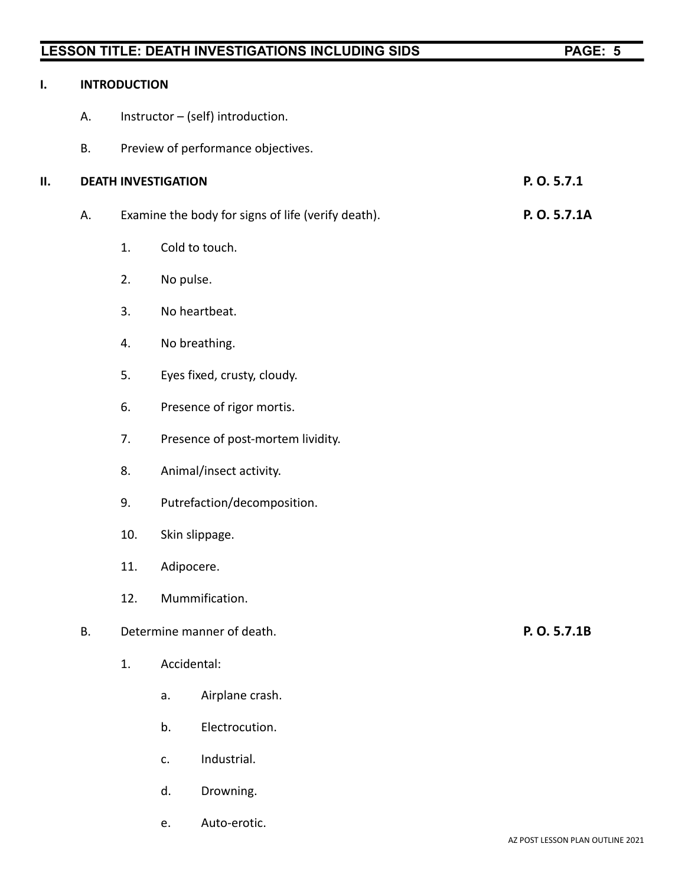## I. INTRODUCTION

A. Instructor – (self) introduction.

B. Preview of performance objectives.

## II. DEATH INVESTIGATION — P. O. 5.7.1

A. Examine the body for signs of life (verify death). **P. O. 5.7.1A**

1. Cold to touch.
2. No pulse.
3. No heartbeat.
4. No breathing.
5. Eyes fixed, crusty, cloudy.
6. Presence of rigor mortis.
7. Presence of post-mortem lividity.
8. Animal/insect activity.
9. Putrefaction/decomposition.
10. Skin slippage.
11. Adipocere.
12. Mummification.

B. Determine manner of death. **P. O. 5.7.1B**

1. Accidental:
   a. Airplane crash.
   b. Electrocution.
   c. Industrial.
   d. Drowning.
   e. Auto-erotic.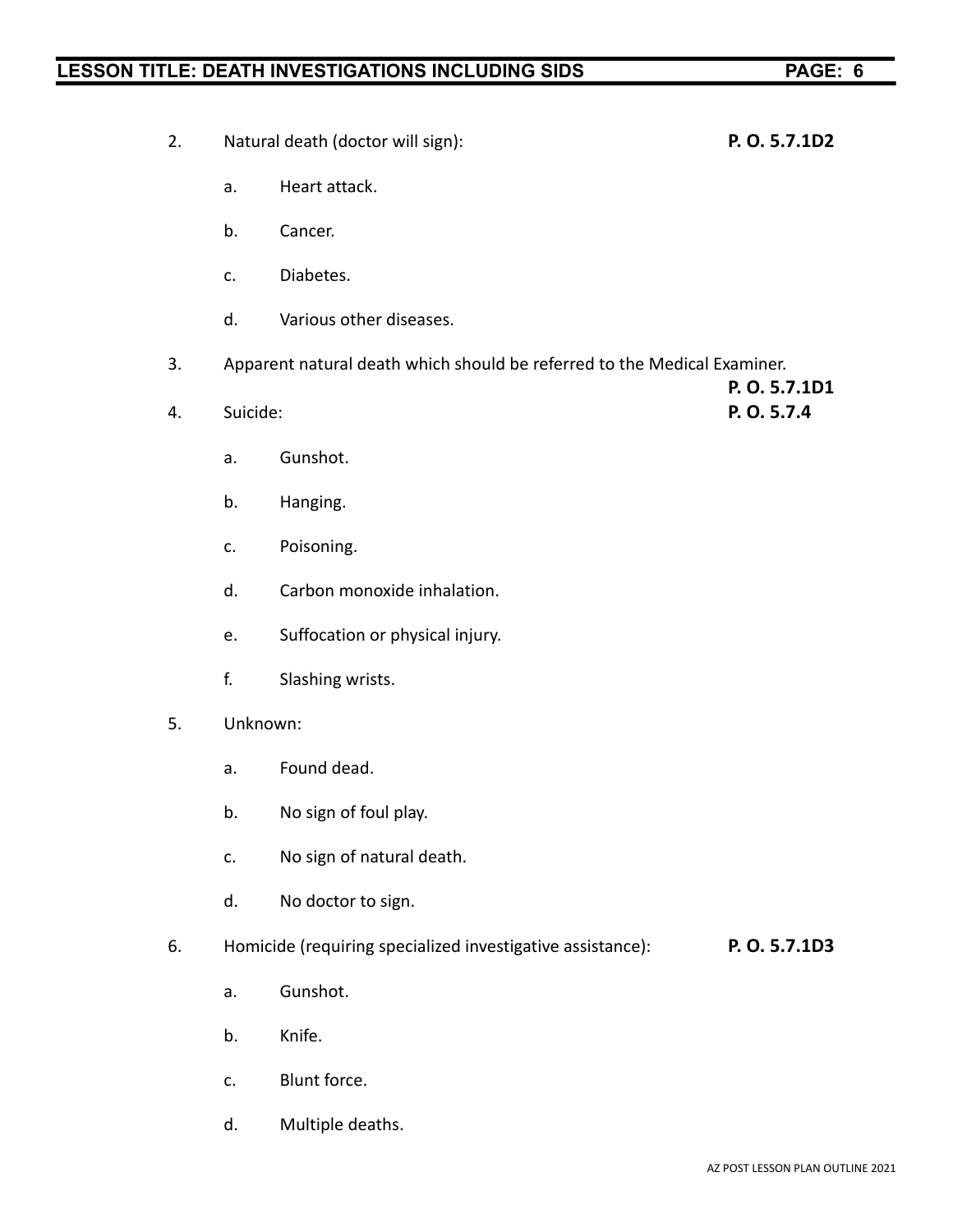2. Natural death (doctor will sign): **P. O. 5.7.1D2**

   a. Heart attack.

   b. Cancer.

   c. Diabetes.

   d. Various other diseases.

3. Apparent natural death which should be referred to the Medical Examiner. **P. O. 5.7.1D1**

4. Suicide: **P. O. 5.7.4**

   a. Gunshot.

   b. Hanging.

   c. Poisoning.

   d. Carbon monoxide inhalation.

   e. Suffocation or physical injury.

   f. Slashing wrists.

5. Unknown:

   a. Found dead.

   b. No sign of foul play.

   c. No sign of natural death.

   d. No doctor to sign.

6. Homicide (requiring specialized investigative assistance): **P. O. 5.7.1D3**

   a. Gunshot.

   b. Knife.

   c. Blunt force.

   d. Multiple deaths.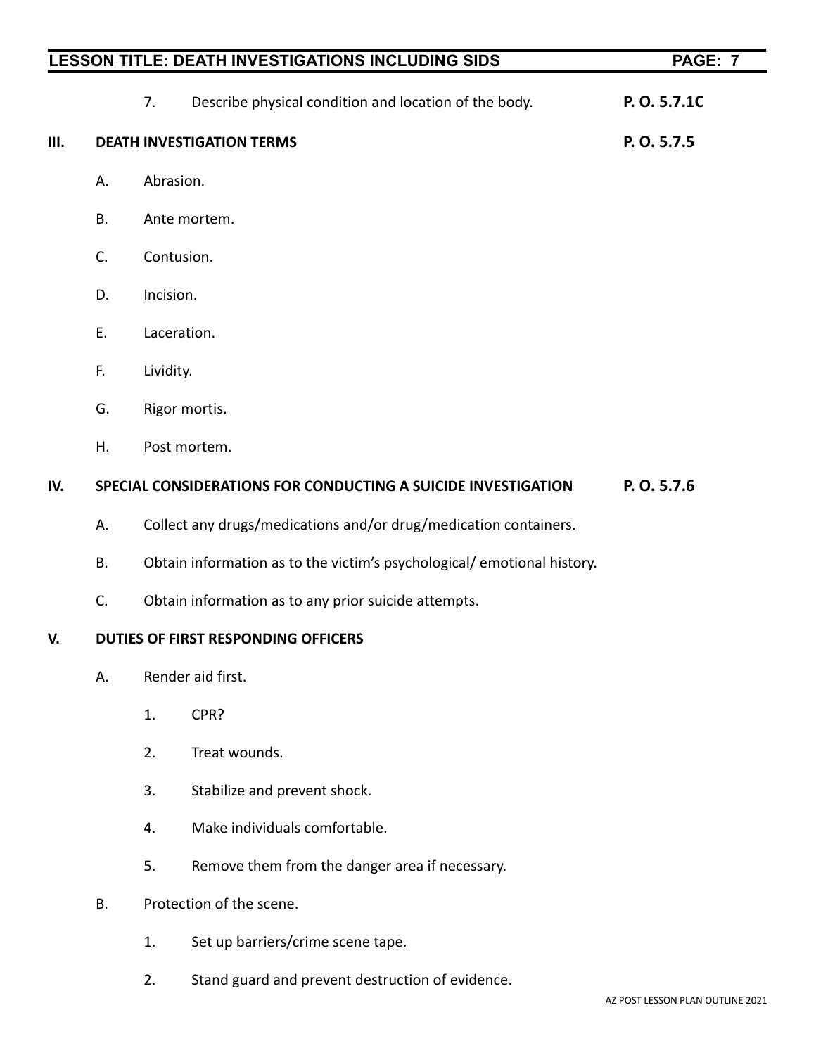7. Describe physical condition and location of the body. **P. O. 5.7.1C**

**III. DEATH INVESTIGATION TERMS** **P. O. 5.7.5**

A. Abrasion.

B. Ante mortem.

C. Contusion.

D. Incision.

E. Laceration.

F. Lividity.

G. Rigor mortis.

H. Post mortem.

**IV. SPECIAL CONSIDERATIONS FOR CONDUCTING A SUICIDE INVESTIGATION** **P. O. 5.7.6**

A. Collect any drugs/medications and/or drug/medication containers.

B. Obtain information as to the victim's psychological/ emotional history.

C. Obtain information as to any prior suicide attempts.

**V. DUTIES OF FIRST RESPONDING OFFICERS**

A. Render aid first.

1. CPR?

2. Treat wounds.

3. Stabilize and prevent shock.

4. Make individuals comfortable.

5. Remove them from the danger area if necessary.

B. Protection of the scene.

1. Set up barriers/crime scene tape.

2. Stand guard and prevent destruction of evidence.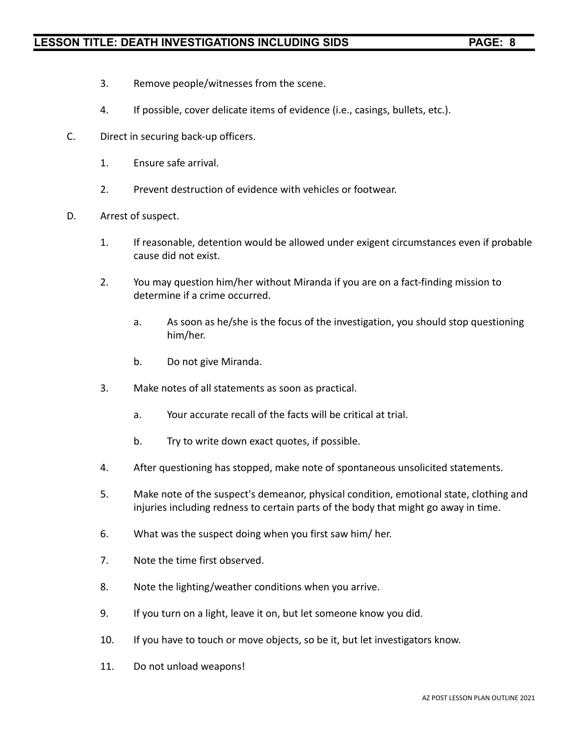3. Remove people/witnesses from the scene.

4. If possible, cover delicate items of evidence (i.e., casings, bullets, etc.).

C. Direct in securing back-up officers.

   1. Ensure safe arrival.

   2. Prevent destruction of evidence with vehicles or footwear.

D. Arrest of suspect.

   1. If reasonable, detention would be allowed under exigent circumstances even if probable cause did not exist.

   2. You may question him/her without Miranda if you are on a fact-finding mission to determine if a crime occurred.

      a. As soon as he/she is the focus of the investigation, you should stop questioning him/her.

      b. Do not give Miranda.

   3. Make notes of all statements as soon as practical.

      a. Your accurate recall of the facts will be critical at trial.

      b. Try to write down exact quotes, if possible.

   4. After questioning has stopped, make note of spontaneous unsolicited statements.

   5. Make note of the suspect's demeanor, physical condition, emotional state, clothing and injuries including redness to certain parts of the body that might go away in time.

   6. What was the suspect doing when you first saw him/ her.

   7. Note the time first observed.

   8. Note the lighting/weather conditions when you arrive.

   9. If you turn on a light, leave it on, but let someone know you did.

   10. If you have to touch or move objects, so be it, but let investigators know.

   11. Do not unload weapons!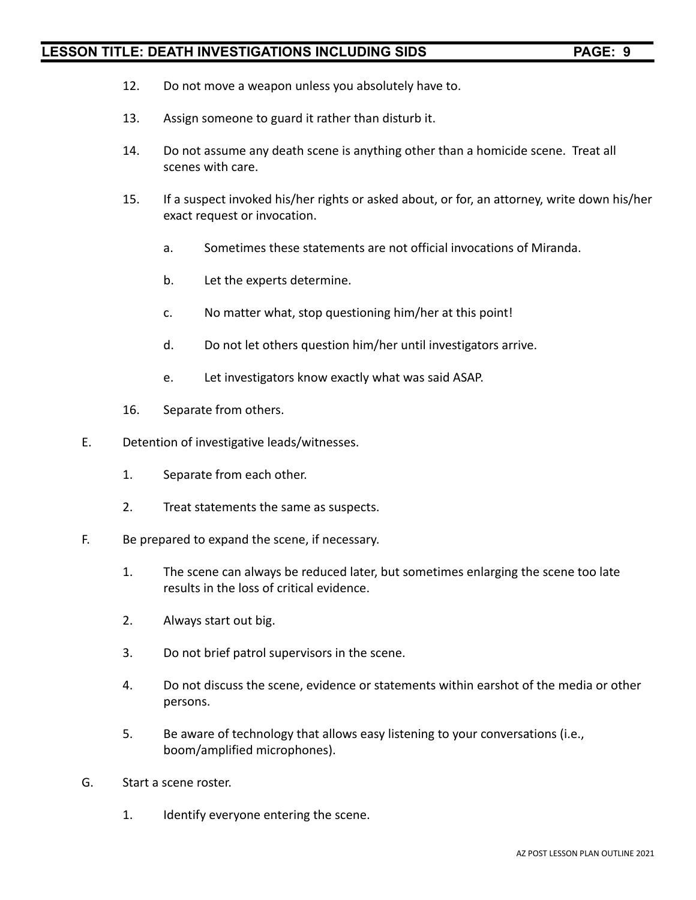12. Do not move a weapon unless you absolutely have to.

13. Assign someone to guard it rather than disturb it.

14. Do not assume any death scene is anything other than a homicide scene. Treat all scenes with care.

15. If a suspect invoked his/her rights or asked about, or for, an attorney, write down his/her exact request or invocation.

    a. Sometimes these statements are not official invocations of Miranda.

    b. Let the experts determine.

    c. No matter what, stop questioning him/her at this point!

    d. Do not let others question him/her until investigators arrive.

    e. Let investigators know exactly what was said ASAP.

16. Separate from others.

E. Detention of investigative leads/witnesses.

   1. Separate from each other.

   2. Treat statements the same as suspects.

F. Be prepared to expand the scene, if necessary.

   1. The scene can always be reduced later, but sometimes enlarging the scene too late results in the loss of critical evidence.

   2. Always start out big.

   3. Do not brief patrol supervisors in the scene.

   4. Do not discuss the scene, evidence or statements within earshot of the media or other persons.

   5. Be aware of technology that allows easy listening to your conversations (i.e., boom/amplified microphones).

G. Start a scene roster.

   1. Identify everyone entering the scene.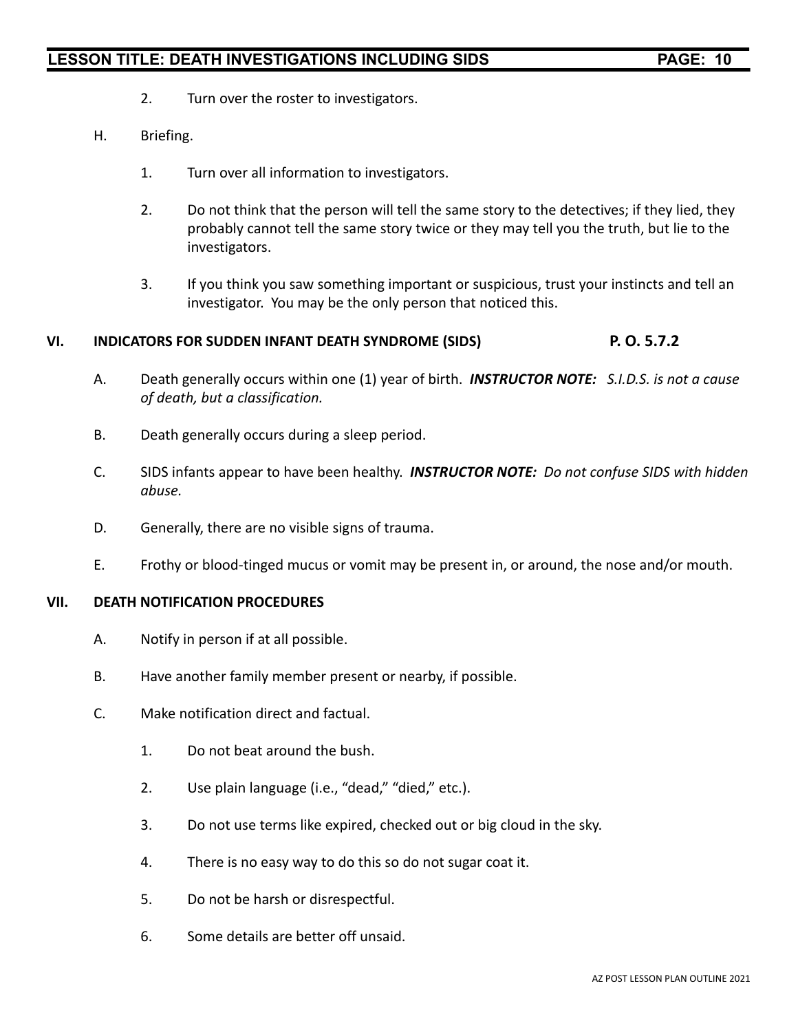2. Turn over the roster to investigators.

H. Briefing.

1. Turn over all information to investigators.

2. Do not think that the person will tell the same story to the detectives; if they lied, they probably cannot tell the same story twice or they may tell you the truth, but lie to the investigators.

3. If you think you saw something important or suspicious, trust your instincts and tell an investigator. You may be the only person that noticed this.

## VI. INDICATORS FOR SUDDEN INFANT DEATH SYNDROME (SIDS) P. O. 5.7.2

A. Death generally occurs within one (1) year of birth. ***INSTRUCTOR NOTE:*** *S.I.D.S. is not a cause of death, but a classification.*

B. Death generally occurs during a sleep period.

C. SIDS infants appear to have been healthy. ***INSTRUCTOR NOTE:*** *Do not confuse SIDS with hidden abuse.*

D. Generally, there are no visible signs of trauma.

E. Frothy or blood-tinged mucus or vomit may be present in, or around, the nose and/or mouth.

## VII. DEATH NOTIFICATION PROCEDURES

A. Notify in person if at all possible.

B. Have another family member present or nearby, if possible.

C. Make notification direct and factual.

1. Do not beat around the bush.

2. Use plain language (i.e., "dead," "died," etc.).

3. Do not use terms like expired, checked out or big cloud in the sky.

4. There is no easy way to do this so do not sugar coat it.

5. Do not be harsh or disrespectful.

6. Some details are better off unsaid.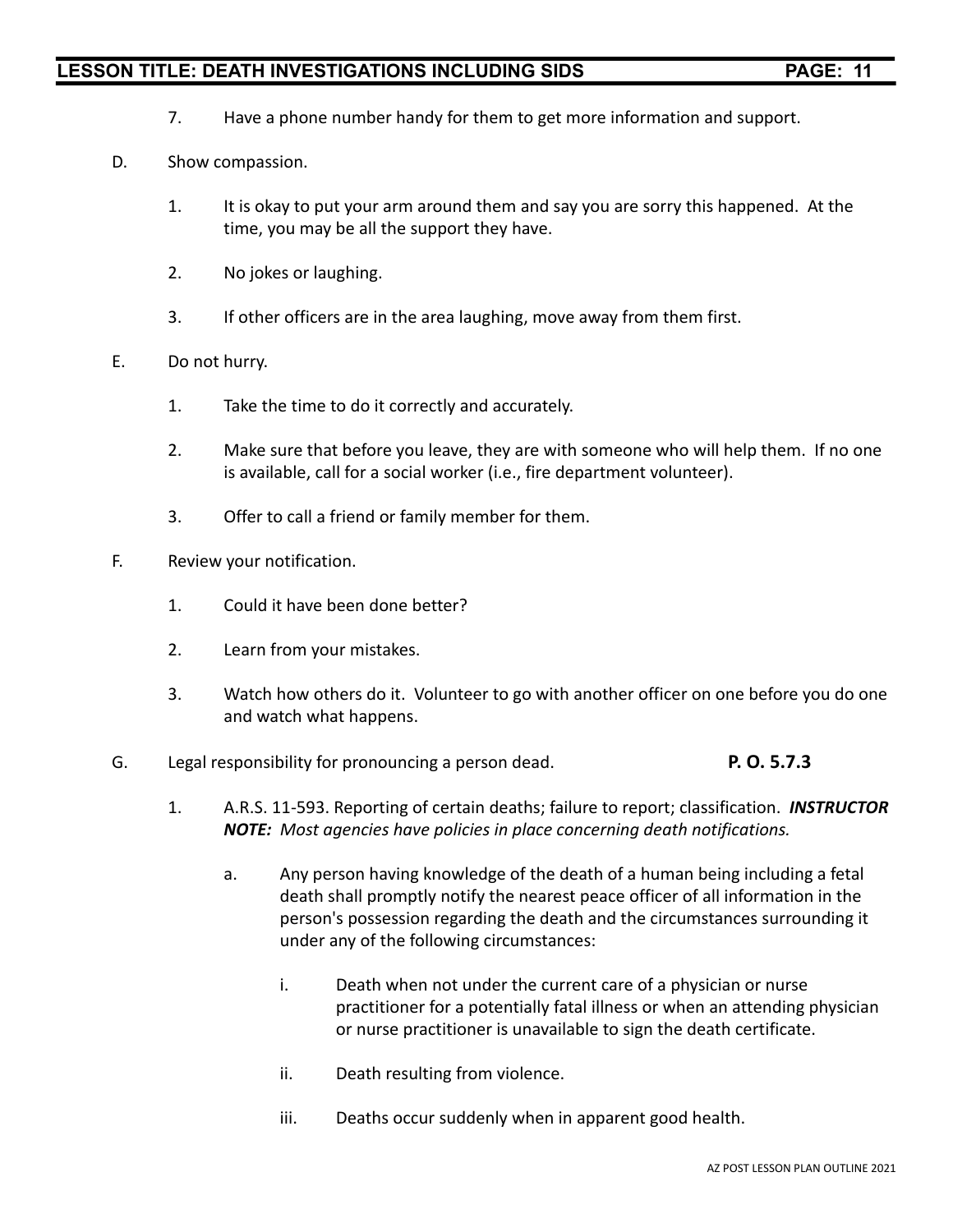7. Have a phone number handy for them to get more information and support.

D. Show compassion.

   1. It is okay to put your arm around them and say you are sorry this happened. At the time, you may be all the support they have.

   2. No jokes or laughing.

   3. If other officers are in the area laughing, move away from them first.

E. Do not hurry.

   1. Take the time to do it correctly and accurately.

   2. Make sure that before you leave, they are with someone who will help them. If no one is available, call for a social worker (i.e., fire department volunteer).

   3. Offer to call a friend or family member for them.

F. Review your notification.

   1. Could it have been done better?

   2. Learn from your mistakes.

   3. Watch how others do it. Volunteer to go with another officer on one before you do one and watch what happens.

G. Legal responsibility for pronouncing a person dead. **P. O. 5.7.3**

   1. A.R.S. 11-593. Reporting of certain deaths; failure to report; classification. ***INSTRUCTOR NOTE:*** *Most agencies have policies in place concerning death notifications.*

      a. Any person having knowledge of the death of a human being including a fetal death shall promptly notify the nearest peace officer of all information in the person's possession regarding the death and the circumstances surrounding it under any of the following circumstances:

         i. Death when not under the current care of a physician or nurse practitioner for a potentially fatal illness or when an attending physician or nurse practitioner is unavailable to sign the death certificate.

         ii. Death resulting from violence.

         iii. Deaths occur suddenly when in apparent good health.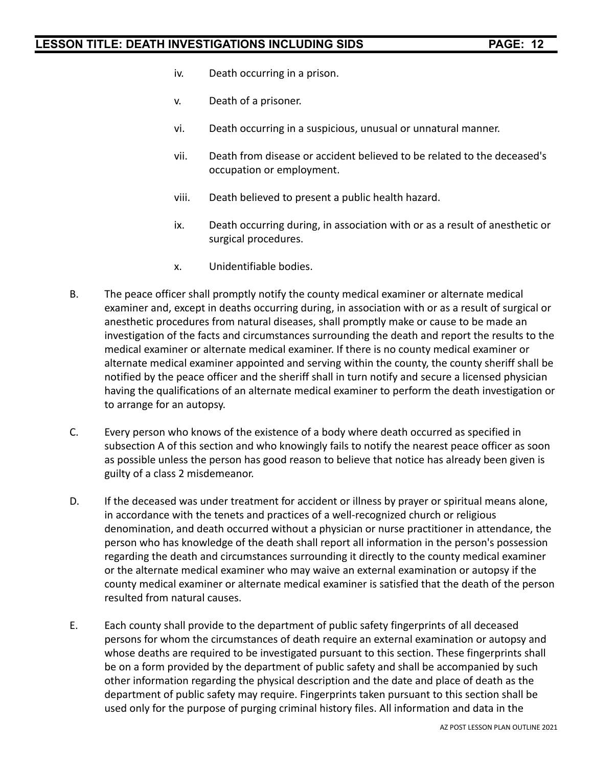iv. Death occurring in a prison.

v. Death of a prisoner.

vi. Death occurring in a suspicious, unusual or unnatural manner.

vii. Death from disease or accident believed to be related to the deceased's occupation or employment.

viii. Death believed to present a public health hazard.

ix. Death occurring during, in association with or as a result of anesthetic or surgical procedures.

x. Unidentifiable bodies.

B. The peace officer shall promptly notify the county medical examiner or alternate medical examiner and, except in deaths occurring during, in association with or as a result of surgical or anesthetic procedures from natural diseases, shall promptly make or cause to be made an investigation of the facts and circumstances surrounding the death and report the results to the medical examiner or alternate medical examiner. If there is no county medical examiner or alternate medical examiner appointed and serving within the county, the county sheriff shall be notified by the peace officer and the sheriff shall in turn notify and secure a licensed physician having the qualifications of an alternate medical examiner to perform the death investigation or to arrange for an autopsy.

C. Every person who knows of the existence of a body where death occurred as specified in subsection A of this section and who knowingly fails to notify the nearest peace officer as soon as possible unless the person has good reason to believe that notice has already been given is guilty of a class 2 misdemeanor.

D. If the deceased was under treatment for accident or illness by prayer or spiritual means alone, in accordance with the tenets and practices of a well-recognized church or religious denomination, and death occurred without a physician or nurse practitioner in attendance, the person who has knowledge of the death shall report all information in the person's possession regarding the death and circumstances surrounding it directly to the county medical examiner or the alternate medical examiner who may waive an external examination or autopsy if the county medical examiner or alternate medical examiner is satisfied that the death of the person resulted from natural causes.

E. Each county shall provide to the department of public safety fingerprints of all deceased persons for whom the circumstances of death require an external examination or autopsy and whose deaths are required to be investigated pursuant to this section. These fingerprints shall be on a form provided by the department of public safety and shall be accompanied by such other information regarding the physical description and the date and place of death as the department of public safety may require. Fingerprints taken pursuant to this section shall be used only for the purpose of purging criminal history files. All information and data in the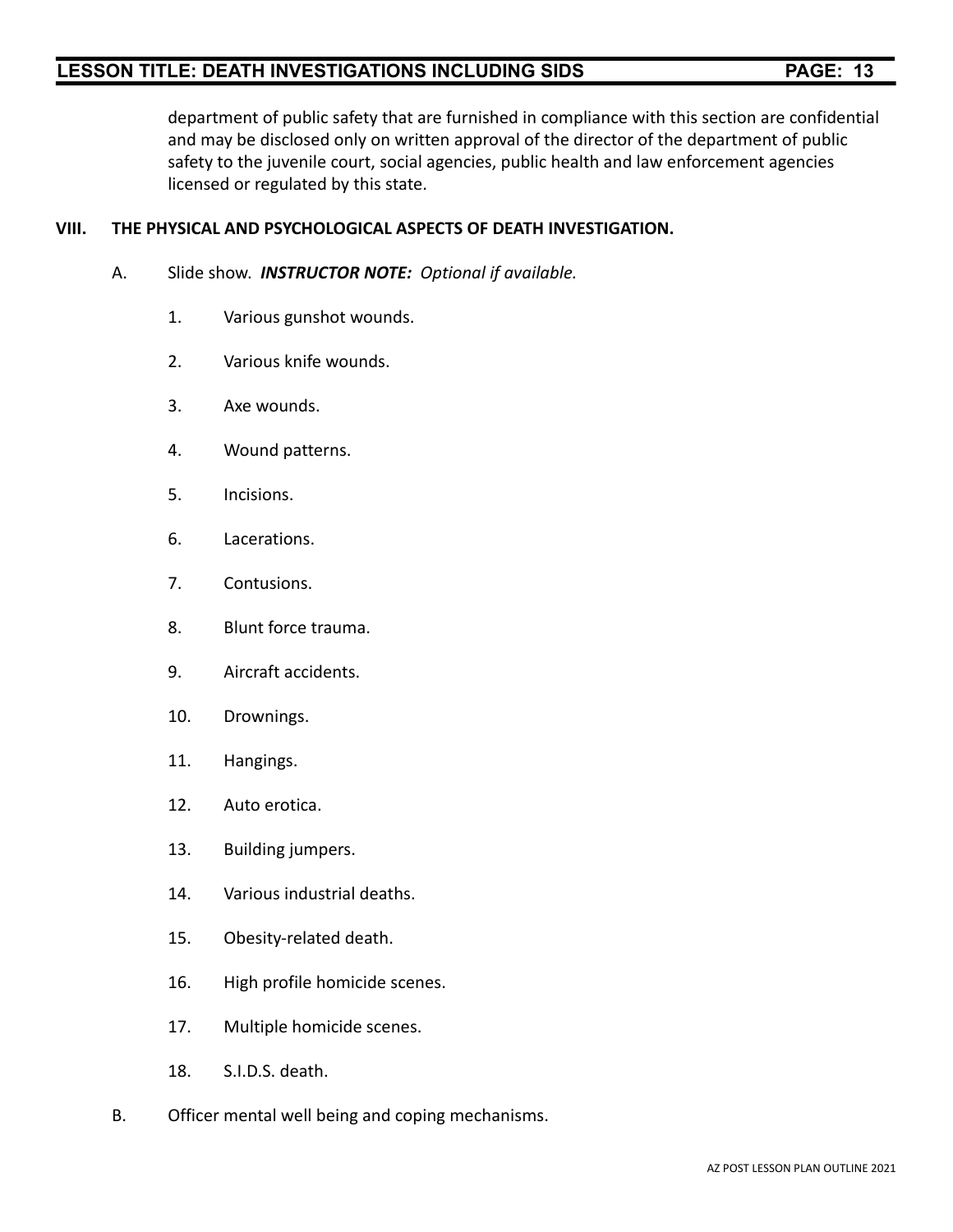department of public safety that are furnished in compliance with this section are confidential and may be disclosed only on written approval of the director of the department of public safety to the juvenile court, social agencies, public health and law enforcement agencies licensed or regulated by this state.

## VIII. THE PHYSICAL AND PSYCHOLOGICAL ASPECTS OF DEATH INVESTIGATION.

A. Slide show. ***INSTRUCTOR NOTE:*** *Optional if available.*

1. Various gunshot wounds.
2. Various knife wounds.
3. Axe wounds.
4. Wound patterns.
5. Incisions.
6. Lacerations.
7. Contusions.
8. Blunt force trauma.
9. Aircraft accidents.
10. Drownings.
11. Hangings.
12. Auto erotica.
13. Building jumpers.
14. Various industrial deaths.
15. Obesity-related death.
16. High profile homicide scenes.
17. Multiple homicide scenes.
18. S.I.D.S. death.

B. Officer mental well being and coping mechanisms.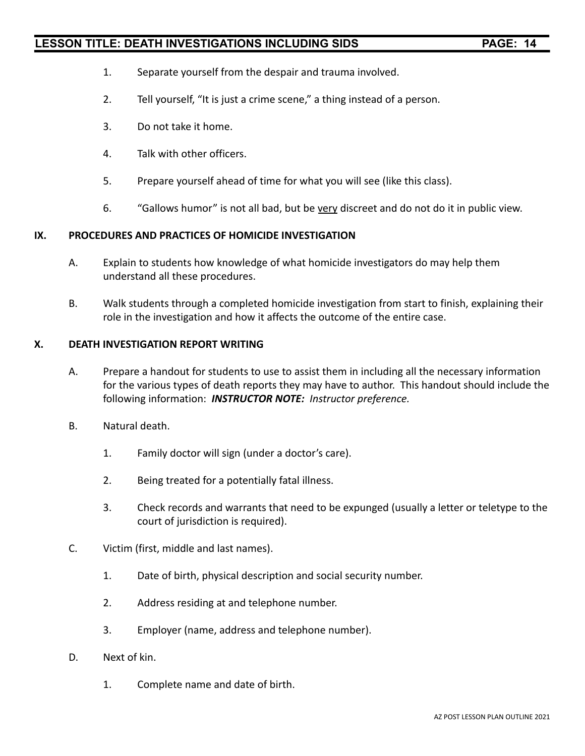1. Separate yourself from the despair and trauma involved.

2. Tell yourself, "It is just a crime scene," a thing instead of a person.

3. Do not take it home.

4. Talk with other officers.

5. Prepare yourself ahead of time for what you will see (like this class).

6. "Gallows humor" is not all bad, but be <u>very</u> discreet and do not do it in public view.

## IX. PROCEDURES AND PRACTICES OF HOMICIDE INVESTIGATION

A. Explain to students how knowledge of what homicide investigators do may help them understand all these procedures.

B. Walk students through a completed homicide investigation from start to finish, explaining their role in the investigation and how it affects the outcome of the entire case.

## X. DEATH INVESTIGATION REPORT WRITING

A. Prepare a handout for students to use to assist them in including all the necessary information for the various types of death reports they may have to author. This handout should include the following information: ***INSTRUCTOR NOTE:*** *Instructor preference.*

B. Natural death.

1. Family doctor will sign (under a doctor's care).

2. Being treated for a potentially fatal illness.

3. Check records and warrants that need to be expunged (usually a letter or teletype to the court of jurisdiction is required).

C. Victim (first, middle and last names).

1. Date of birth, physical description and social security number.

2. Address residing at and telephone number.

3. Employer (name, address and telephone number).

D. Next of kin.

1. Complete name and date of birth.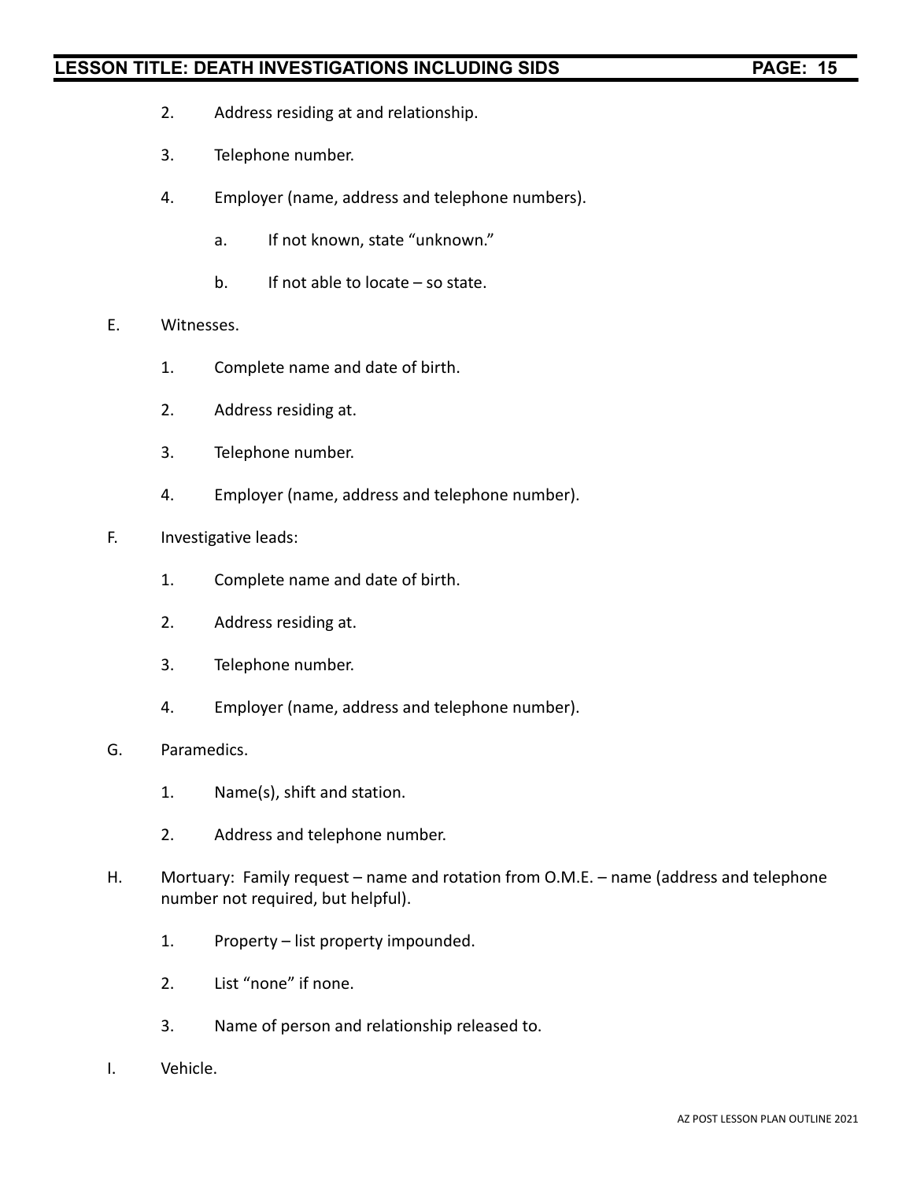2. Address residing at and relationship.

3. Telephone number.

4. Employer (name, address and telephone numbers).

   a. If not known, state "unknown."

   b. If not able to locate – so state.

E. Witnesses.

1. Complete name and date of birth.

2. Address residing at.

3. Telephone number.

4. Employer (name, address and telephone number).

F. Investigative leads:

1. Complete name and date of birth.

2. Address residing at.

3. Telephone number.

4. Employer (name, address and telephone number).

G. Paramedics.

1. Name(s), shift and station.

2. Address and telephone number.

H. Mortuary: Family request – name and rotation from O.M.E. – name (address and telephone number not required, but helpful).

1. Property – list property impounded.

2. List "none" if none.

3. Name of person and relationship released to.

I. Vehicle.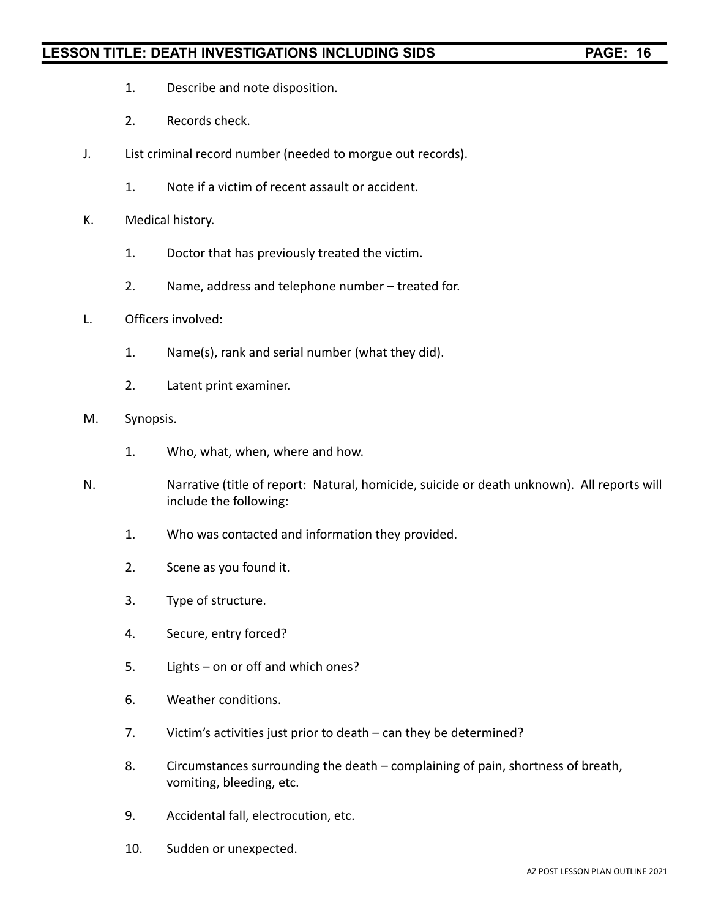1. Describe and note disposition.

2. Records check.

J. List criminal record number (needed to morgue out records).

   1. Note if a victim of recent assault or accident.

K. Medical history.

   1. Doctor that has previously treated the victim.

   2. Name, address and telephone number – treated for.

L. Officers involved:

   1. Name(s), rank and serial number (what they did).

   2. Latent print examiner.

M. Synopsis.

   1. Who, what, when, where and how.

N. Narrative (title of report: Natural, homicide, suicide or death unknown). All reports will include the following:

   1. Who was contacted and information they provided.

   2. Scene as you found it.

   3. Type of structure.

   4. Secure, entry forced?

   5. Lights – on or off and which ones?

   6. Weather conditions.

   7. Victim's activities just prior to death – can they be determined?

   8. Circumstances surrounding the death – complaining of pain, shortness of breath, vomiting, bleeding, etc.

   9. Accidental fall, electrocution, etc.

   10. Sudden or unexpected.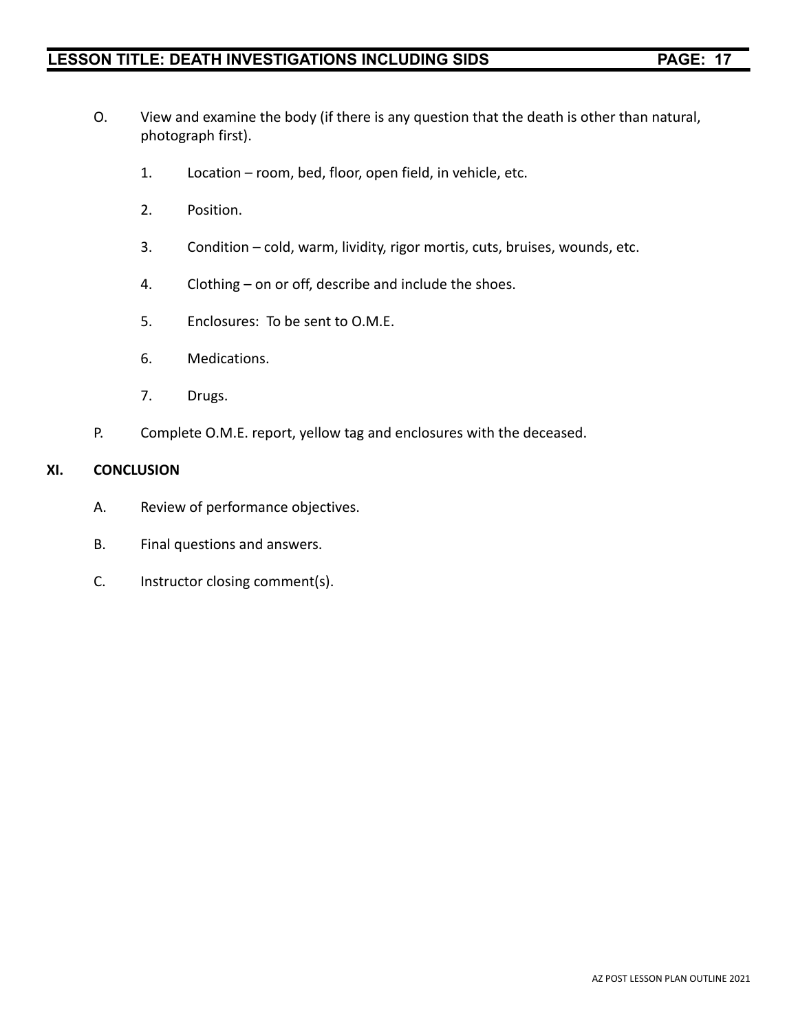O. View and examine the body (if there is any question that the death is other than natural, photograph first).

   1. Location – room, bed, floor, open field, in vehicle, etc.

   2. Position.

   3. Condition – cold, warm, lividity, rigor mortis, cuts, bruises, wounds, etc.

   4. Clothing – on or off, describe and include the shoes.

   5. Enclosures: To be sent to O.M.E.

   6. Medications.

   7. Drugs.

P. Complete O.M.E. report, yellow tag and enclosures with the deceased.

## XI. CONCLUSION

A. Review of performance objectives.

B. Final questions and answers.

C. Instructor closing comment(s).